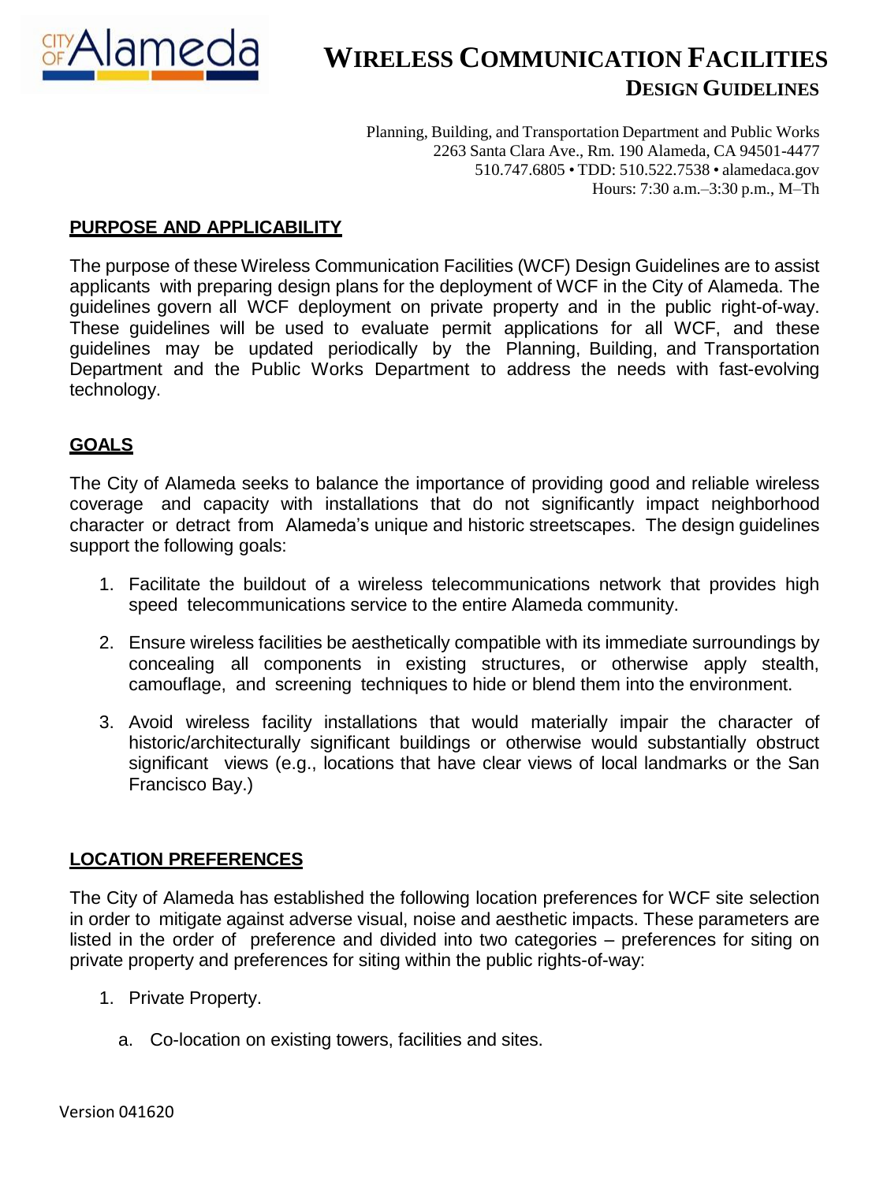# WIRELESS COMMUNICATION FACILITIES

## DESIGN GUIDELINES

Planning, Building, and Transportation Department and Public Works
2263 Santa Clara Ave., Rm. 190 Alameda, CA 94501-4477
510.747.6805 • TDD: 510.522.7538 • alamedaca.gov
Hours: 7:30 a.m.–3:30 p.m., M–Th

### PURPOSE AND APPLICABILITY

The purpose of these Wireless Communication Facilities (WCF) Design Guidelines are to assist applicants with preparing design plans for the deployment of WCF in the City of Alameda. The guidelines govern all WCF deployment on private property and in the public right-of-way. These guidelines will be used to evaluate permit applications for all WCF, and these guidelines may be updated periodically by the Planning, Building, and Transportation Department and the Public Works Department to address the needs with fast-evolving technology.

### GOALS

The City of Alameda seeks to balance the importance of providing good and reliable wireless coverage and capacity with installations that do not significantly impact neighborhood character or detract from Alameda's unique and historic streetscapes. The design guidelines support the following goals:

1. Facilitate the buildout of a wireless telecommunications network that provides high speed telecommunications service to the entire Alameda community.
2. Ensure wireless facilities be aesthetically compatible with its immediate surroundings by concealing all components in existing structures, or otherwise apply stealth, camouflage, and screening techniques to hide or blend them into the environment.
3. Avoid wireless facility installations that would materially impair the character of historic/architecturally significant buildings or otherwise would substantially obstruct significant views (e.g., locations that have clear views of local landmarks or the San Francisco Bay.)

### LOCATION PREFERENCES

The City of Alameda has established the following location preferences for WCF site selection in order to mitigate against adverse visual, noise and aesthetic impacts. These parameters are listed in the order of preference and divided into two categories – preferences for siting on private property and preferences for siting within the public rights-of-way:

1. Private Property.
   a. Co-location on existing towers, facilities and sites.

Version 041620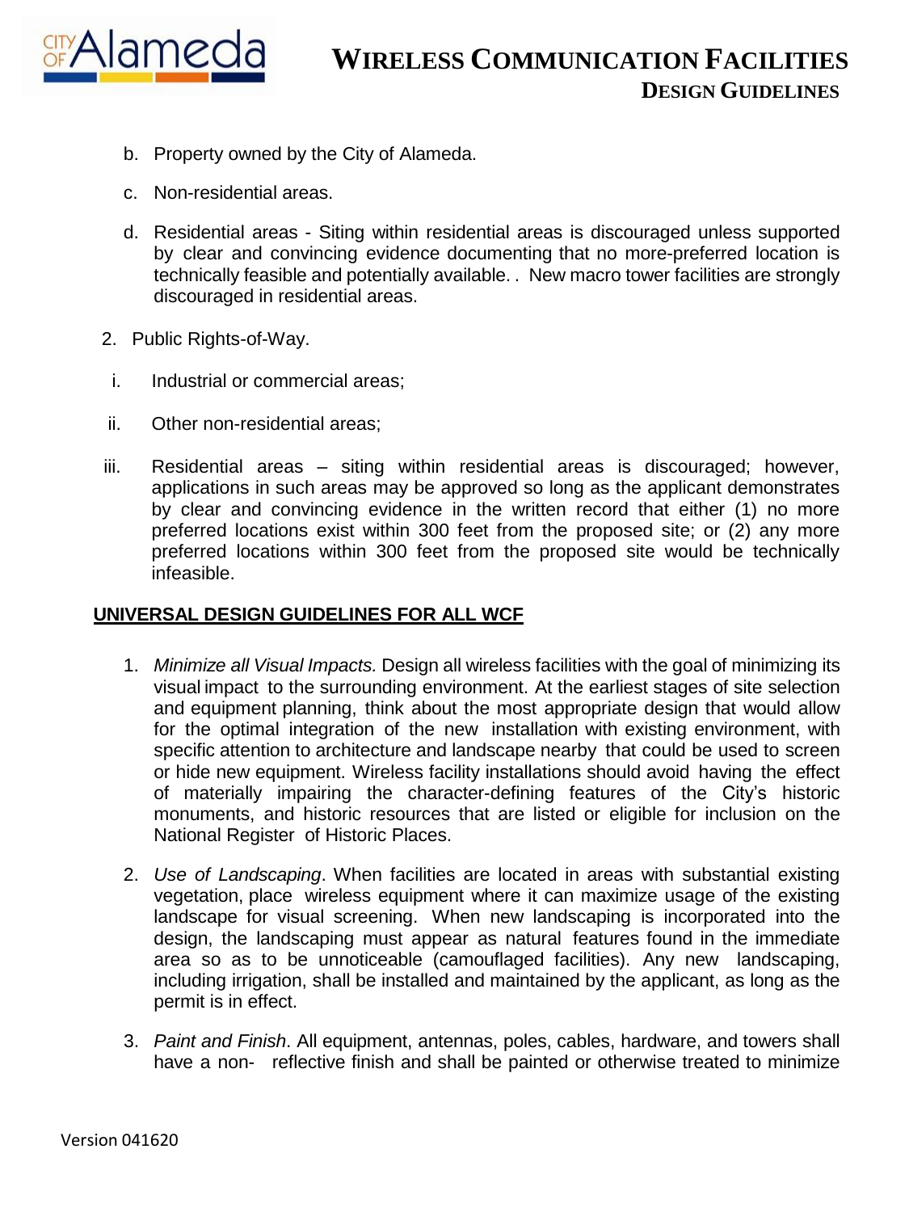b. Property owned by the City of Alameda.

c. Non-residential areas.

d. Residential areas - Siting within residential areas is discouraged unless supported by clear and convincing evidence documenting that no more-preferred location is technically feasible and potentially available. . New macro tower facilities are strongly discouraged in residential areas.

2. Public Rights-of-Way.

i. Industrial or commercial areas;

ii. Other non-residential areas;

iii. Residential areas – siting within residential areas is discouraged; however, applications in such areas may be approved so long as the applicant demonstrates by clear and convincing evidence in the written record that either (1) no more preferred locations exist within 300 feet from the proposed site; or (2) any more preferred locations within 300 feet from the proposed site would be technically infeasible.

**UNIVERSAL DESIGN GUIDELINES FOR ALL WCF**

1. *Minimize all Visual Impacts.* Design all wireless facilities with the goal of minimizing its visual impact to the surrounding environment. At the earliest stages of site selection and equipment planning, think about the most appropriate design that would allow for the optimal integration of the new installation with existing environment, with specific attention to architecture and landscape nearby that could be used to screen or hide new equipment. Wireless facility installations should avoid having the effect of materially impairing the character-defining features of the City's historic monuments, and historic resources that are listed or eligible for inclusion on the National Register of Historic Places.

2. *Use of Landscaping*. When facilities are located in areas with substantial existing vegetation, place wireless equipment where it can maximize usage of the existing landscape for visual screening. When new landscaping is incorporated into the design, the landscaping must appear as natural features found in the immediate area so as to be unnoticeable (camouflaged facilities). Any new landscaping, including irrigation, shall be installed and maintained by the applicant, as long as the permit is in effect.

3. *Paint and Finish*. All equipment, antennas, poles, cables, hardware, and towers shall have a non- reflective finish and shall be painted or otherwise treated to minimize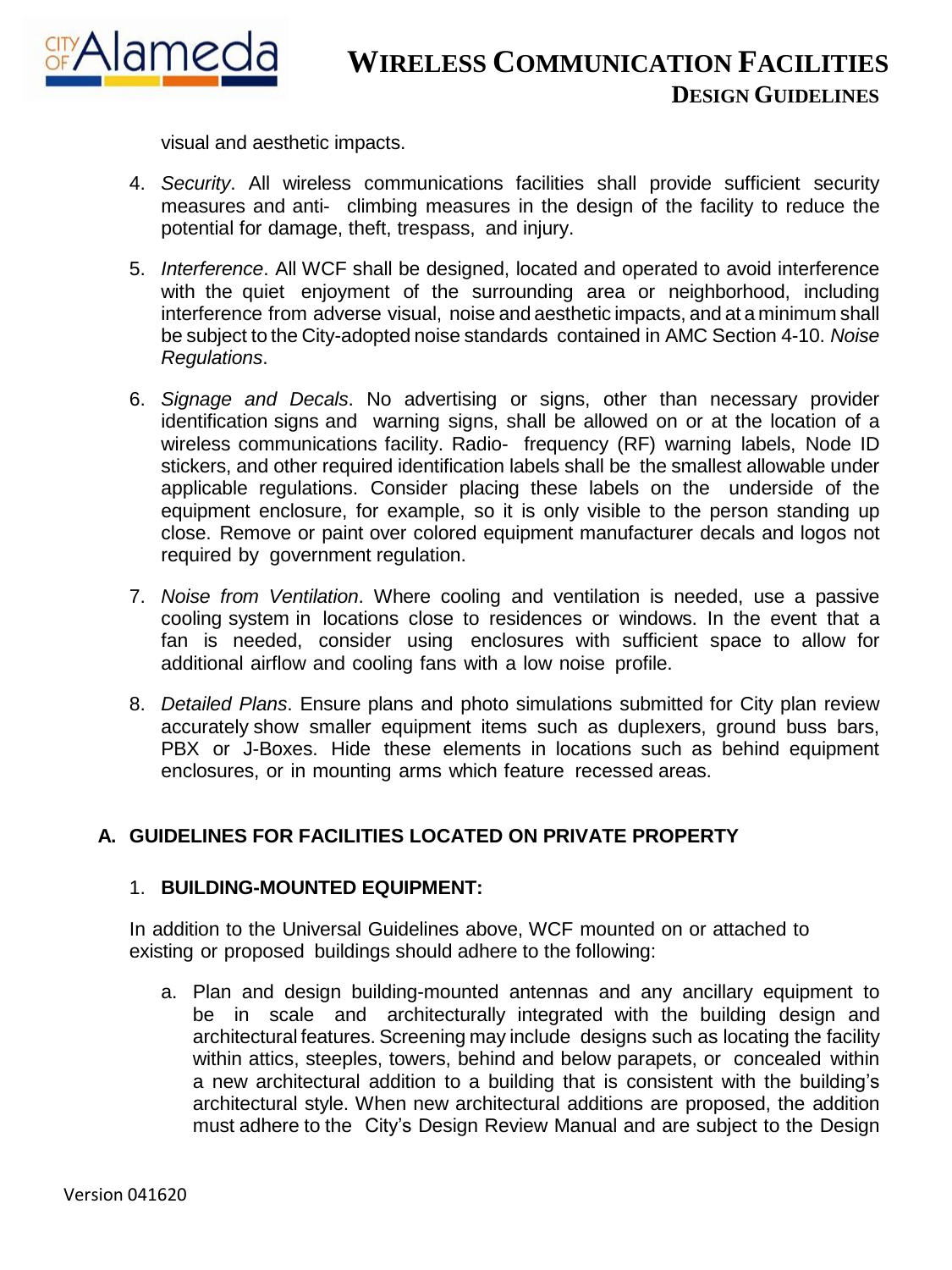visual and aesthetic impacts.

4. *Security*. All wireless communications facilities shall provide sufficient security measures and anti- climbing measures in the design of the facility to reduce the potential for damage, theft, trespass, and injury.

5. *Interference*. All WCF shall be designed, located and operated to avoid interference with the quiet enjoyment of the surrounding area or neighborhood, including interference from adverse visual, noise and aesthetic impacts, and at a minimum shall be subject to the City-adopted noise standards contained in AMC Section 4-10. *Noise Regulations*.

6. *Signage and Decals*. No advertising or signs, other than necessary provider identification signs and warning signs, shall be allowed on or at the location of a wireless communications facility. Radio- frequency (RF) warning labels, Node ID stickers, and other required identification labels shall be the smallest allowable under applicable regulations. Consider placing these labels on the underside of the equipment enclosure, for example, so it is only visible to the person standing up close. Remove or paint over colored equipment manufacturer decals and logos not required by government regulation.

7. *Noise from Ventilation*. Where cooling and ventilation is needed, use a passive cooling system in locations close to residences or windows. In the event that a fan is needed, consider using enclosures with sufficient space to allow for additional airflow and cooling fans with a low noise profile.

8. *Detailed Plans*. Ensure plans and photo simulations submitted for City plan review accurately show smaller equipment items such as duplexers, ground buss bars, PBX or J-Boxes. Hide these elements in locations such as behind equipment enclosures, or in mounting arms which feature recessed areas.

## A. GUIDELINES FOR FACILITIES LOCATED ON PRIVATE PROPERTY

### 1. BUILDING-MOUNTED EQUIPMENT:

In addition to the Universal Guidelines above, WCF mounted on or attached to existing or proposed buildings should adhere to the following:

a. Plan and design building-mounted antennas and any ancillary equipment to be in scale and architecturally integrated with the building design and architectural features. Screening may include designs such as locating the facility within attics, steeples, towers, behind and below parapets, or concealed within a new architectural addition to a building that is consistent with the building's architectural style. When new architectural additions are proposed, the addition must adhere to the City's Design Review Manual and are subject to the Design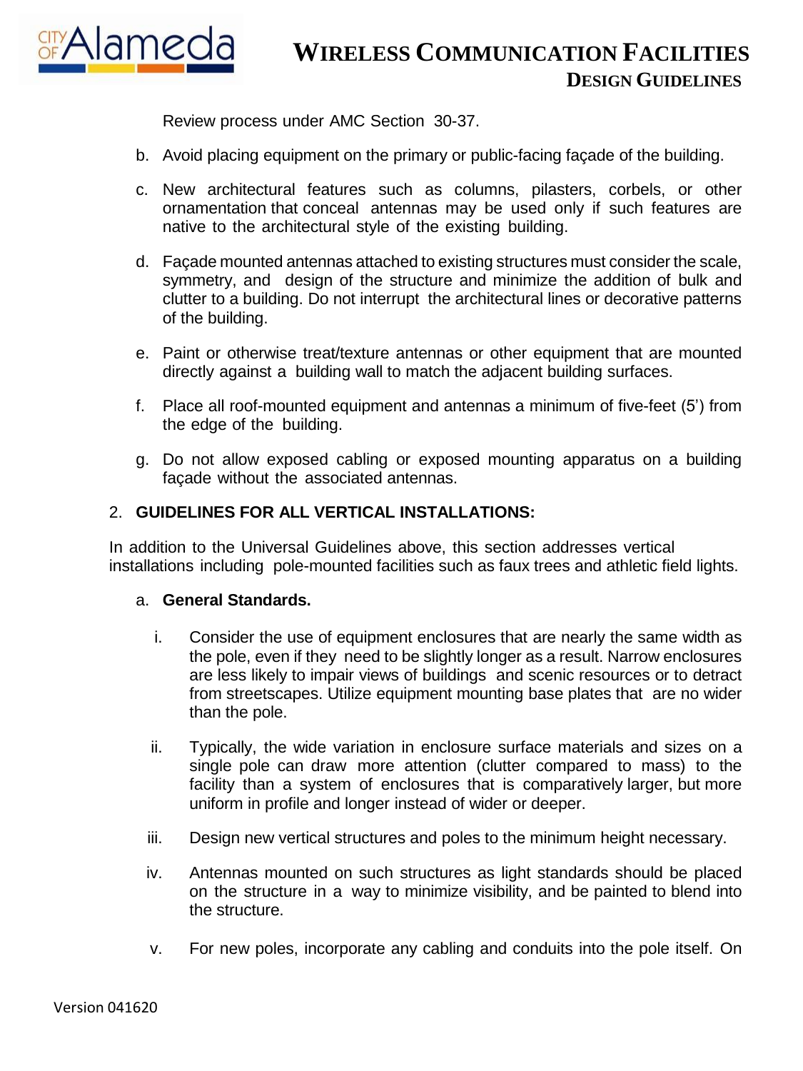Review process under AMC Section 30-37.

b. Avoid placing equipment on the primary or public-facing façade of the building.

c. New architectural features such as columns, pilasters, corbels, or other ornamentation that conceal antennas may be used only if such features are native to the architectural style of the existing building.

d. Façade mounted antennas attached to existing structures must consider the scale, symmetry, and design of the structure and minimize the addition of bulk and clutter to a building. Do not interrupt the architectural lines or decorative patterns of the building.

e. Paint or otherwise treat/texture antennas or other equipment that are mounted directly against a building wall to match the adjacent building surfaces.

f. Place all roof-mounted equipment and antennas a minimum of five-feet (5') from the edge of the building.

g. Do not allow exposed cabling or exposed mounting apparatus on a building façade without the associated antennas.

## 2. GUIDELINES FOR ALL VERTICAL INSTALLATIONS:

In addition to the Universal Guidelines above, this section addresses vertical installations including pole-mounted facilities such as faux trees and athletic field lights.

### a. General Standards.

i. Consider the use of equipment enclosures that are nearly the same width as the pole, even if they need to be slightly longer as a result. Narrow enclosures are less likely to impair views of buildings and scenic resources or to detract from streetscapes. Utilize equipment mounting base plates that are no wider than the pole.

ii. Typically, the wide variation in enclosure surface materials and sizes on a single pole can draw more attention (clutter compared to mass) to the facility than a system of enclosures that is comparatively larger, but more uniform in profile and longer instead of wider or deeper.

iii. Design new vertical structures and poles to the minimum height necessary.

iv. Antennas mounted on such structures as light standards should be placed on the structure in a way to minimize visibility, and be painted to blend into the structure.

v. For new poles, incorporate any cabling and conduits into the pole itself. On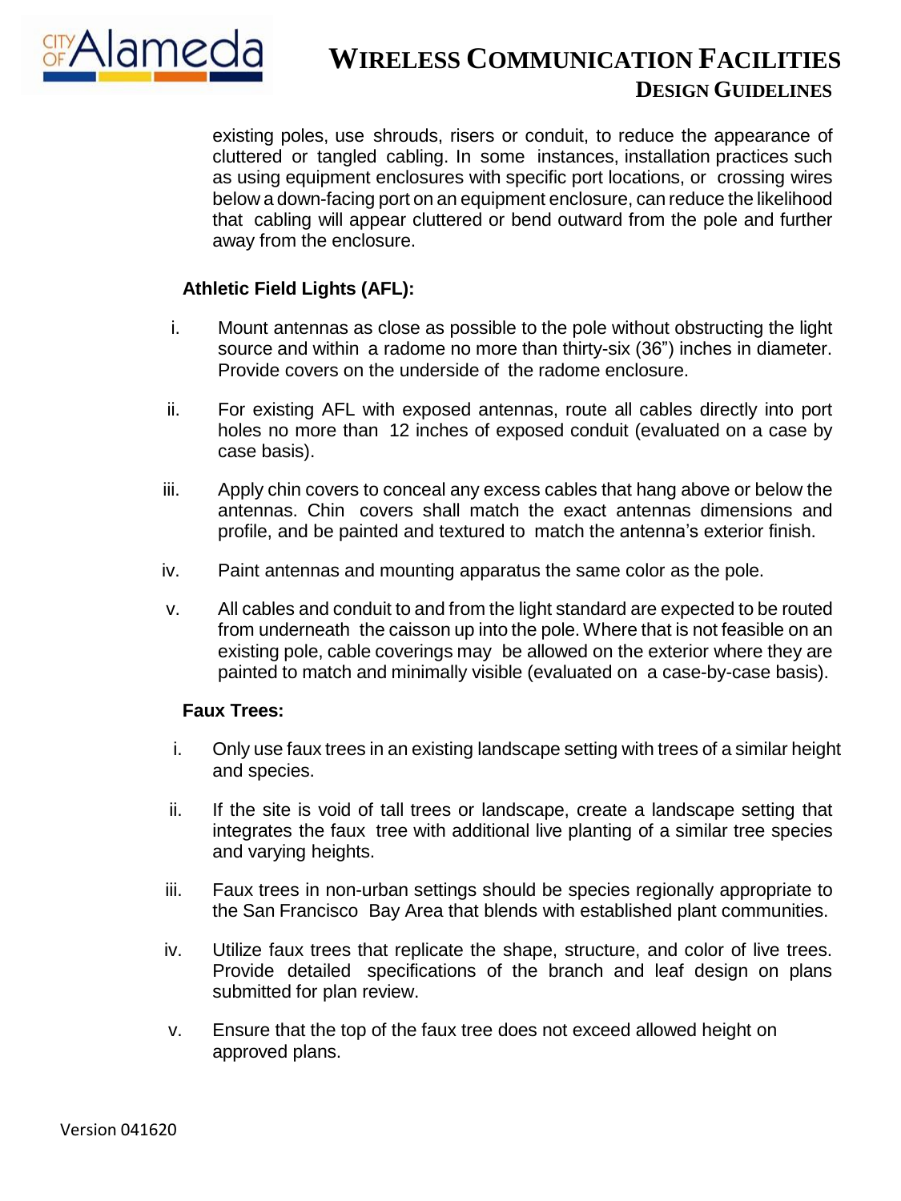existing poles, use shrouds, risers or conduit, to reduce the appearance of cluttered or tangled cabling. In some instances, installation practices such as using equipment enclosures with specific port locations, or crossing wires below a down-facing port on an equipment enclosure, can reduce the likelihood that cabling will appear cluttered or bend outward from the pole and further away from the enclosure.

**Athletic Field Lights (AFL):**

i. Mount antennas as close as possible to the pole without obstructing the light source and within a radome no more than thirty-six (36") inches in diameter. Provide covers on the underside of the radome enclosure.

ii. For existing AFL with exposed antennas, route all cables directly into port holes no more than 12 inches of exposed conduit (evaluated on a case by case basis).

iii. Apply chin covers to conceal any excess cables that hang above or below the antennas. Chin covers shall match the exact antennas dimensions and profile, and be painted and textured to match the antenna's exterior finish.

iv. Paint antennas and mounting apparatus the same color as the pole.

v. All cables and conduit to and from the light standard are expected to be routed from underneath the caisson up into the pole. Where that is not feasible on an existing pole, cable coverings may be allowed on the exterior where they are painted to match and minimally visible (evaluated on a case-by-case basis).

**Faux Trees:**

i. Only use faux trees in an existing landscape setting with trees of a similar height and species.

ii. If the site is void of tall trees or landscape, create a landscape setting that integrates the faux tree with additional live planting of a similar tree species and varying heights.

iii. Faux trees in non-urban settings should be species regionally appropriate to the San Francisco Bay Area that blends with established plant communities.

iv. Utilize faux trees that replicate the shape, structure, and color of live trees. Provide detailed specifications of the branch and leaf design on plans submitted for plan review.

v. Ensure that the top of the faux tree does not exceed allowed height on approved plans.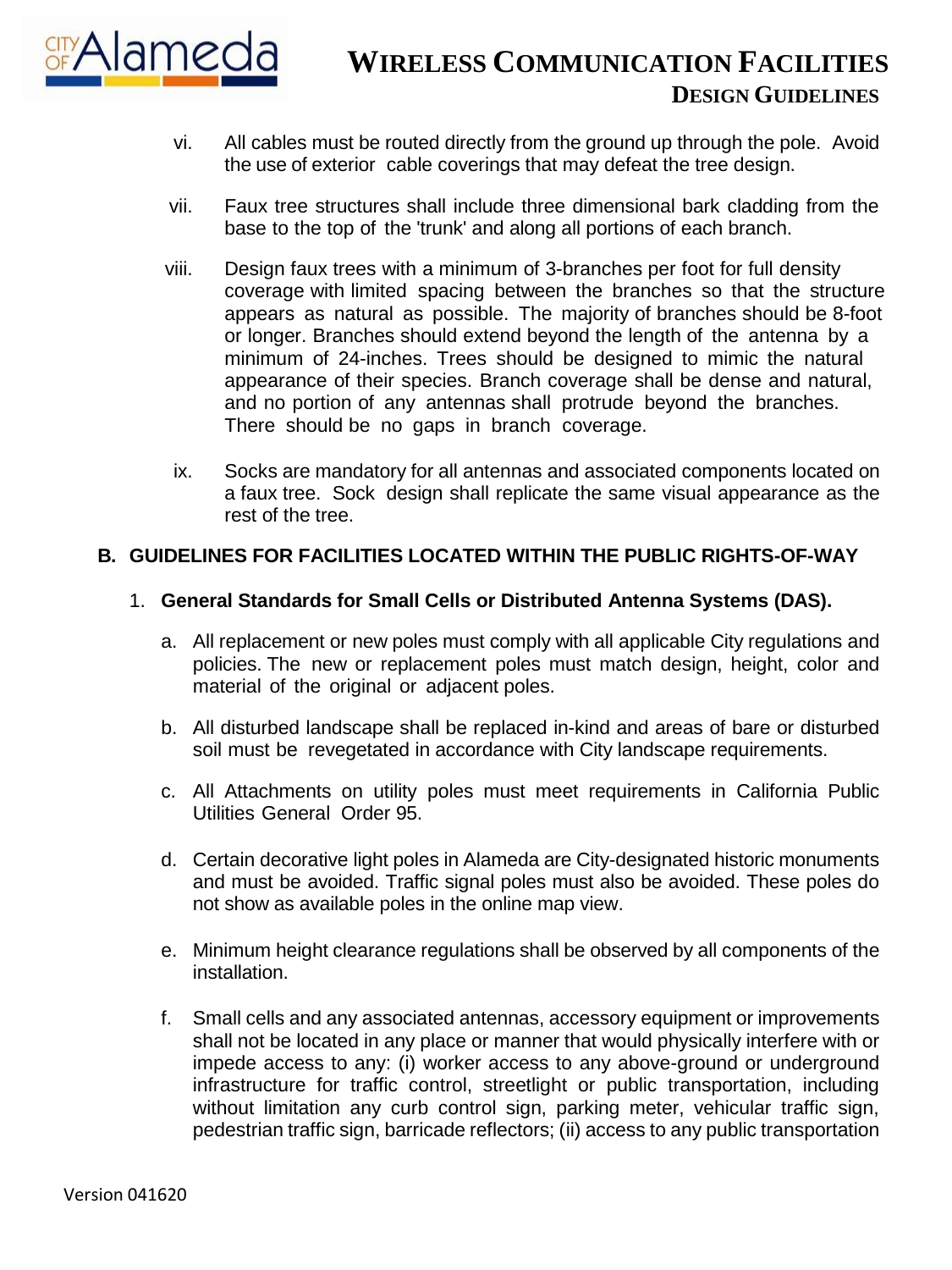vi. All cables must be routed directly from the ground up through the pole. Avoid the use of exterior cable coverings that may defeat the tree design.

vii. Faux tree structures shall include three dimensional bark cladding from the base to the top of the 'trunk' and along all portions of each branch.

viii. Design faux trees with a minimum of 3-branches per foot for full density coverage with limited spacing between the branches so that the structure appears as natural as possible. The majority of branches should be 8-foot or longer. Branches should extend beyond the length of the antenna by a minimum of 24-inches. Trees should be designed to mimic the natural appearance of their species. Branch coverage shall be dense and natural, and no portion of any antennas shall protrude beyond the branches. There should be no gaps in branch coverage.

ix. Socks are mandatory for all antennas and associated components located on a faux tree. Sock design shall replicate the same visual appearance as the rest of the tree.

## B. GUIDELINES FOR FACILITIES LOCATED WITHIN THE PUBLIC RIGHTS-OF-WAY

### 1. General Standards for Small Cells or Distributed Antenna Systems (DAS).

a. All replacement or new poles must comply with all applicable City regulations and policies. The new or replacement poles must match design, height, color and material of the original or adjacent poles.

b. All disturbed landscape shall be replaced in-kind and areas of bare or disturbed soil must be revegetated in accordance with City landscape requirements.

c. All Attachments on utility poles must meet requirements in California Public Utilities General Order 95.

d. Certain decorative light poles in Alameda are City-designated historic monuments and must be avoided. Traffic signal poles must also be avoided. These poles do not show as available poles in the online map view.

e. Minimum height clearance regulations shall be observed by all components of the installation.

f. Small cells and any associated antennas, accessory equipment or improvements shall not be located in any place or manner that would physically interfere with or impede access to any: (i) worker access to any above-ground or underground infrastructure for traffic control, streetlight or public transportation, including without limitation any curb control sign, parking meter, vehicular traffic sign, pedestrian traffic sign, barricade reflectors; (ii) access to any public transportation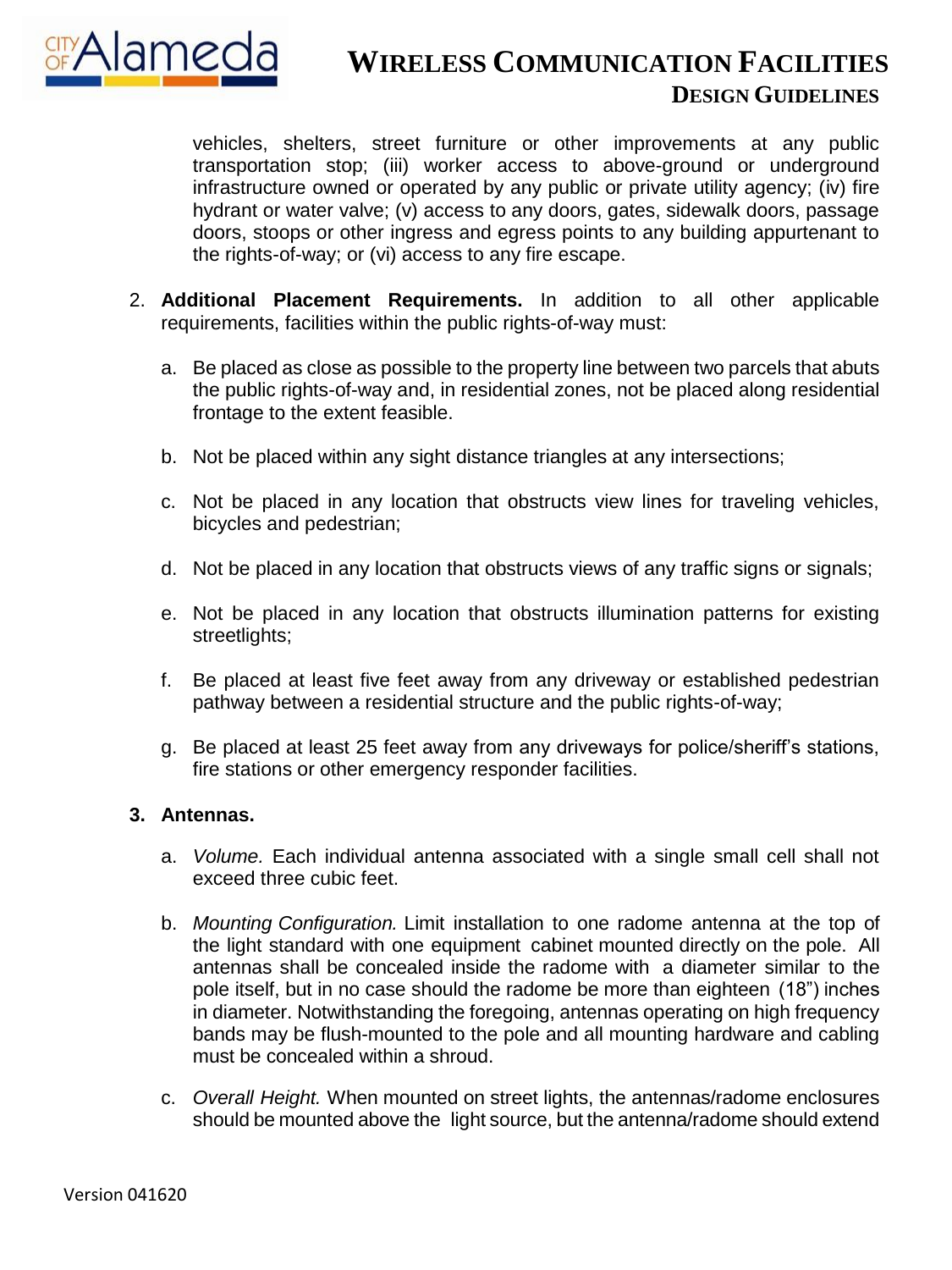vehicles, shelters, street furniture or other improvements at any public transportation stop; (iii) worker access to above-ground or underground infrastructure owned or operated by any public or private utility agency; (iv) fire hydrant or water valve; (v) access to any doors, gates, sidewalk doors, passage doors, stoops or other ingress and egress points to any building appurtenant to the rights-of-way; or (vi) access to any fire escape.

2. **Additional Placement Requirements.** In addition to all other applicable requirements, facilities within the public rights-of-way must:

   a. Be placed as close as possible to the property line between two parcels that abuts the public rights-of-way and, in residential zones, not be placed along residential frontage to the extent feasible.

   b. Not be placed within any sight distance triangles at any intersections;

   c. Not be placed in any location that obstructs view lines for traveling vehicles, bicycles and pedestrian;

   d. Not be placed in any location that obstructs views of any traffic signs or signals;

   e. Not be placed in any location that obstructs illumination patterns for existing streetlights;

   f. Be placed at least five feet away from any driveway or established pedestrian pathway between a residential structure and the public rights-of-way;

   g. Be placed at least 25 feet away from any driveways for police/sheriff's stations, fire stations or other emergency responder facilities.

3. **Antennas.**

   a. *Volume.* Each individual antenna associated with a single small cell shall not exceed three cubic feet.

   b. *Mounting Configuration.* Limit installation to one radome antenna at the top of the light standard with one equipment cabinet mounted directly on the pole. All antennas shall be concealed inside the radome with a diameter similar to the pole itself, but in no case should the radome be more than eighteen (18") inches in diameter. Notwithstanding the foregoing, antennas operating on high frequency bands may be flush-mounted to the pole and all mounting hardware and cabling must be concealed within a shroud.

   c. *Overall Height.* When mounted on street lights, the antennas/radome enclosures should be mounted above the light source, but the antenna/radome should extend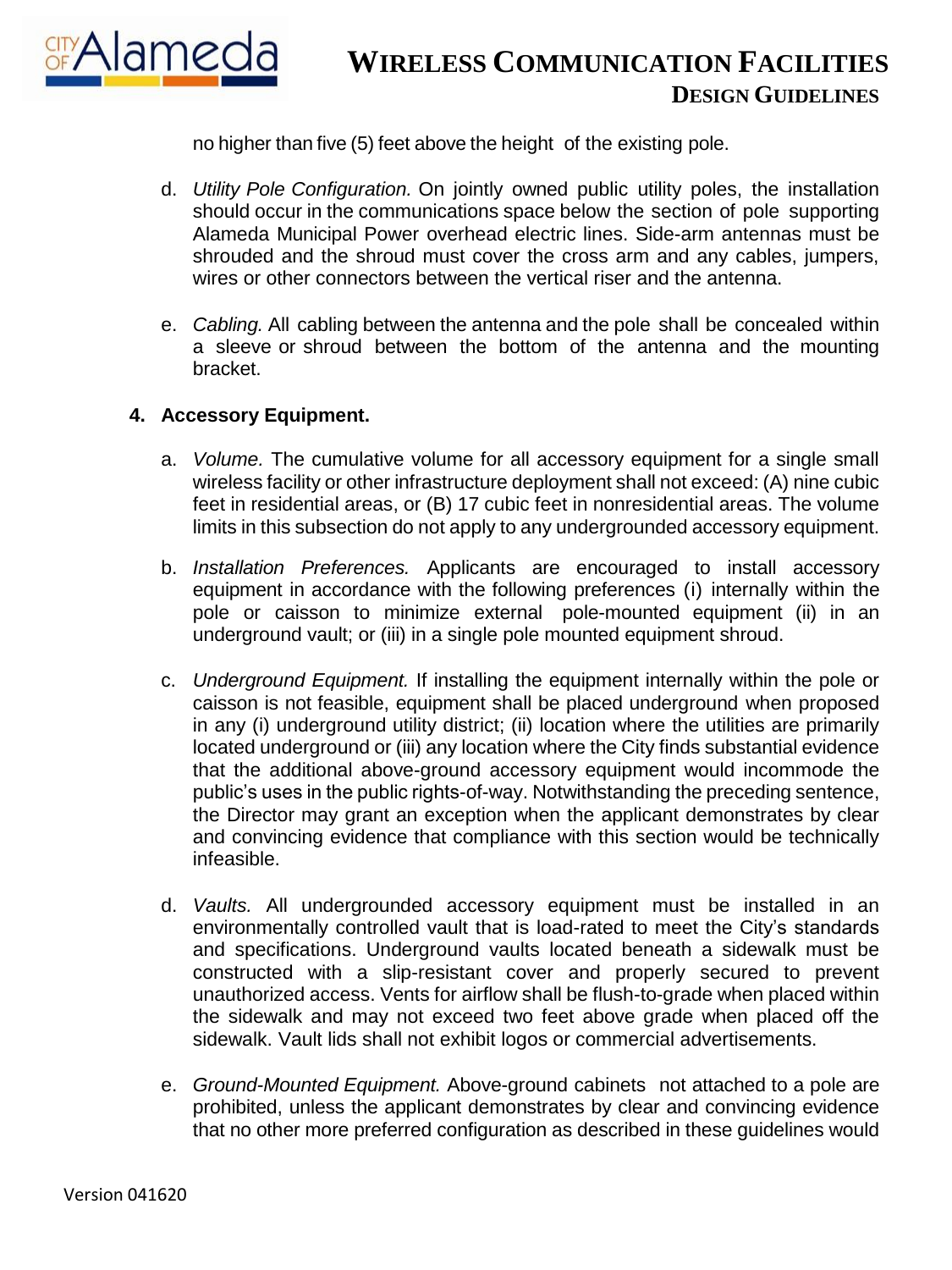no higher than five (5) feet above the height of the existing pole.

d. *Utility Pole Configuration.* On jointly owned public utility poles, the installation should occur in the communications space below the section of pole supporting Alameda Municipal Power overhead electric lines. Side-arm antennas must be shrouded and the shroud must cover the cross arm and any cables, jumpers, wires or other connectors between the vertical riser and the antenna.

e. *Cabling.* All cabling between the antenna and the pole shall be concealed within a sleeve or shroud between the bottom of the antenna and the mounting bracket.

**4. Accessory Equipment.**

a. *Volume.* The cumulative volume for all accessory equipment for a single small wireless facility or other infrastructure deployment shall not exceed: (A) nine cubic feet in residential areas, or (B) 17 cubic feet in nonresidential areas. The volume limits in this subsection do not apply to any undergrounded accessory equipment.

b. *Installation Preferences.* Applicants are encouraged to install accessory equipment in accordance with the following preferences (i) internally within the pole or caisson to minimize external pole-mounted equipment (ii) in an underground vault; or (iii) in a single pole mounted equipment shroud.

c. *Underground Equipment.* If installing the equipment internally within the pole or caisson is not feasible, equipment shall be placed underground when proposed in any (i) underground utility district; (ii) location where the utilities are primarily located underground or (iii) any location where the City finds substantial evidence that the additional above-ground accessory equipment would incommode the public's uses in the public rights-of-way. Notwithstanding the preceding sentence, the Director may grant an exception when the applicant demonstrates by clear and convincing evidence that compliance with this section would be technically infeasible.

d. *Vaults.* All undergrounded accessory equipment must be installed in an environmentally controlled vault that is load-rated to meet the City's standards and specifications. Underground vaults located beneath a sidewalk must be constructed with a slip-resistant cover and properly secured to prevent unauthorized access. Vents for airflow shall be flush-to-grade when placed within the sidewalk and may not exceed two feet above grade when placed off the sidewalk. Vault lids shall not exhibit logos or commercial advertisements.

e. *Ground-Mounted Equipment.* Above-ground cabinets not attached to a pole are prohibited, unless the applicant demonstrates by clear and convincing evidence that no other more preferred configuration as described in these guidelines would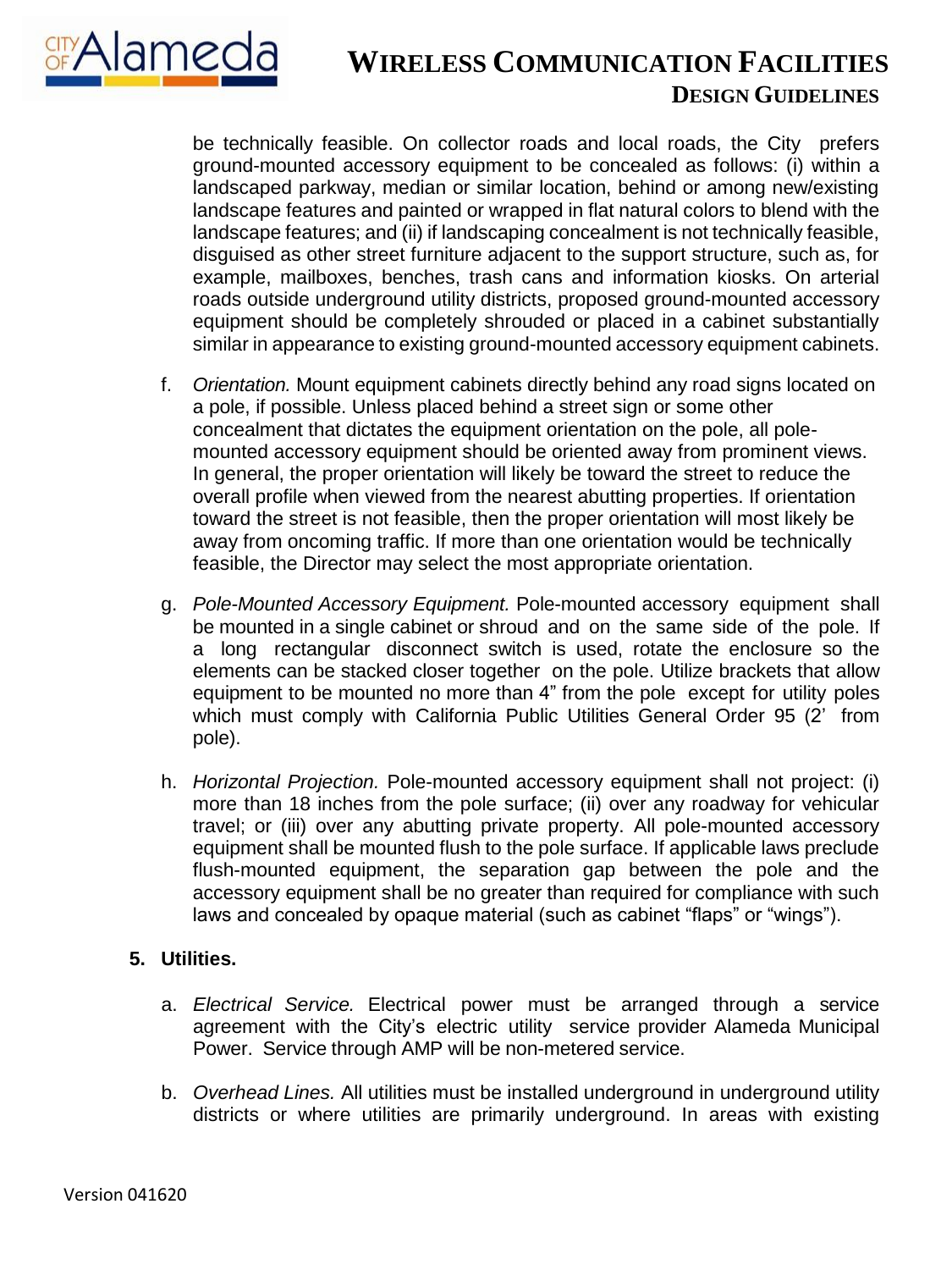be technically feasible. On collector roads and local roads, the City prefers ground-mounted accessory equipment to be concealed as follows: (i) within a landscaped parkway, median or similar location, behind or among new/existing landscape features and painted or wrapped in flat natural colors to blend with the landscape features; and (ii) if landscaping concealment is not technically feasible, disguised as other street furniture adjacent to the support structure, such as, for example, mailboxes, benches, trash cans and information kiosks. On arterial roads outside underground utility districts, proposed ground-mounted accessory equipment should be completely shrouded or placed in a cabinet substantially similar in appearance to existing ground-mounted accessory equipment cabinets.

f. *Orientation.* Mount equipment cabinets directly behind any road signs located on a pole, if possible. Unless placed behind a street sign or some other concealment that dictates the equipment orientation on the pole, all pole-mounted accessory equipment should be oriented away from prominent views. In general, the proper orientation will likely be toward the street to reduce the overall profile when viewed from the nearest abutting properties. If orientation toward the street is not feasible, then the proper orientation will most likely be away from oncoming traffic. If more than one orientation would be technically feasible, the Director may select the most appropriate orientation.

g. *Pole-Mounted Accessory Equipment.* Pole-mounted accessory equipment shall be mounted in a single cabinet or shroud and on the same side of the pole. If a long rectangular disconnect switch is used, rotate the enclosure so the elements can be stacked closer together on the pole. Utilize brackets that allow equipment to be mounted no more than 4" from the pole except for utility poles which must comply with California Public Utilities General Order 95 (2' from pole).

h. *Horizontal Projection.* Pole-mounted accessory equipment shall not project: (i) more than 18 inches from the pole surface; (ii) over any roadway for vehicular travel; or (iii) over any abutting private property. All pole-mounted accessory equipment shall be mounted flush to the pole surface. If applicable laws preclude flush-mounted equipment, the separation gap between the pole and the accessory equipment shall be no greater than required for compliance with such laws and concealed by opaque material (such as cabinet "flaps" or "wings").

**5. Utilities.**

a. *Electrical Service.* Electrical power must be arranged through a service agreement with the City's electric utility service provider Alameda Municipal Power. Service through AMP will be non-metered service.

b. *Overhead Lines.* All utilities must be installed underground in underground utility districts or where utilities are primarily underground. In areas with existing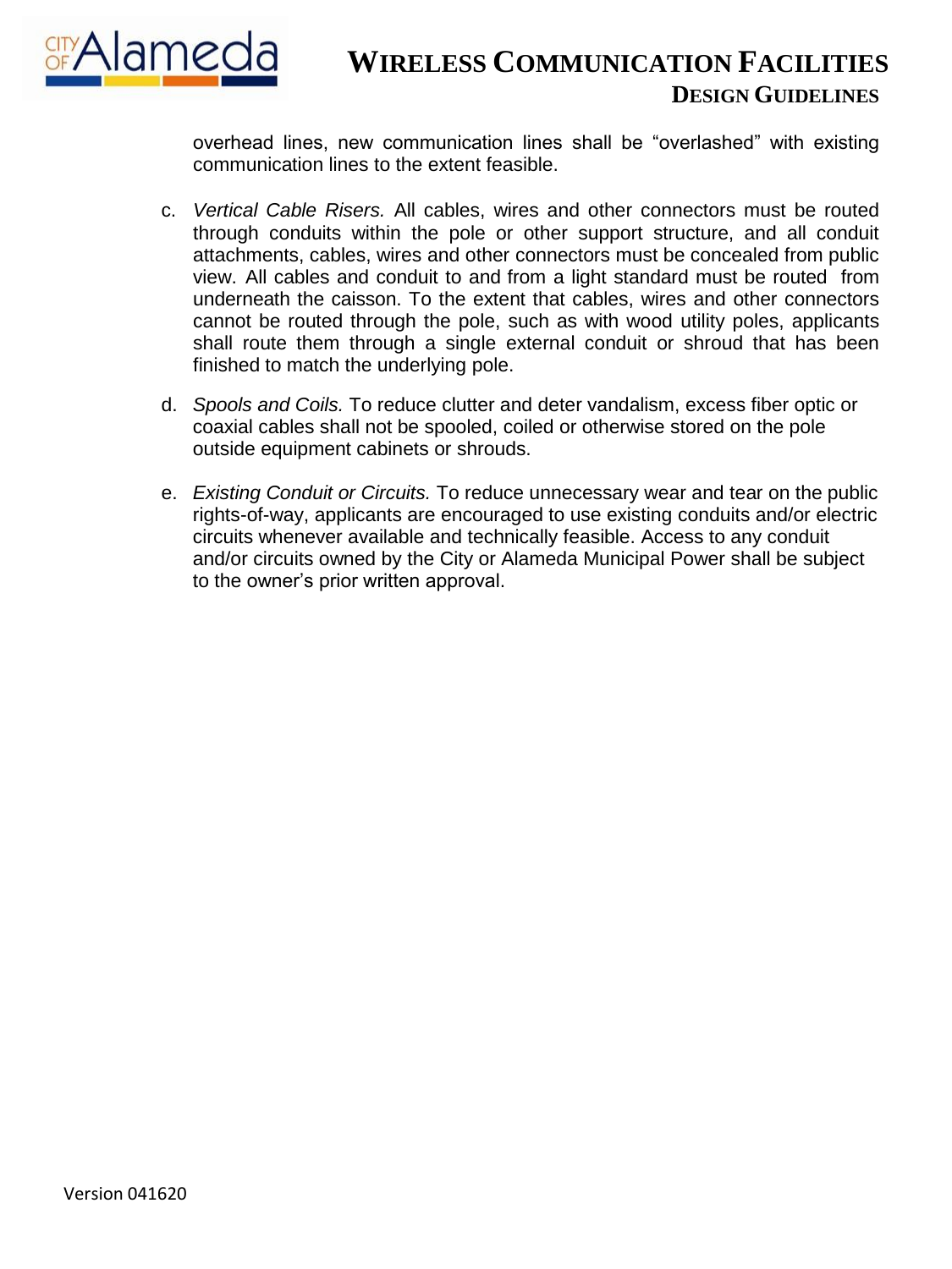overhead lines, new communication lines shall be "overlashed" with existing communication lines to the extent feasible.

c. *Vertical Cable Risers.* All cables, wires and other connectors must be routed through conduits within the pole or other support structure, and all conduit attachments, cables, wires and other connectors must be concealed from public view. All cables and conduit to and from a light standard must be routed from underneath the caisson. To the extent that cables, wires and other connectors cannot be routed through the pole, such as with wood utility poles, applicants shall route them through a single external conduit or shroud that has been finished to match the underlying pole.

d. *Spools and Coils.* To reduce clutter and deter vandalism, excess fiber optic or coaxial cables shall not be spooled, coiled or otherwise stored on the pole outside equipment cabinets or shrouds.

e. *Existing Conduit or Circuits.* To reduce unnecessary wear and tear on the public rights-of-way, applicants are encouraged to use existing conduits and/or electric circuits whenever available and technically feasible. Access to any conduit and/or circuits owned by the City or Alameda Municipal Power shall be subject to the owner's prior written approval.